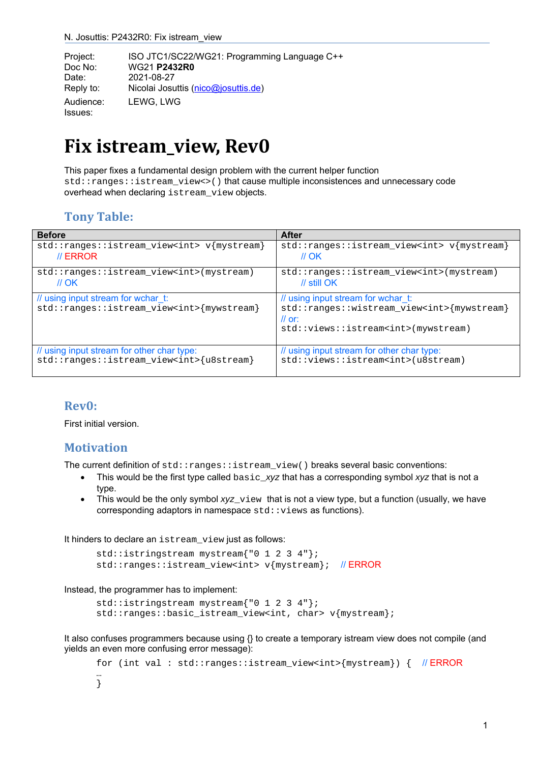Project: ISO JTC1/SC22/WG21: Programming Language C++
Doc No: WG21 **P2432R0**
Date: 2021-08-27
Reply to: Nicolai Josuttis (nico@josuttis.de)
Audience: LEWG, LWG
Issues:

# Fix istream_view, Rev0

This paper fixes a fundamental design problem with the current helper function `std::ranges::istream_view<>()` that cause multiple inconsistences and unnecessary code overhead when declaring `istream_view` objects.

## Tony Table:

| Before | After |
|---|---|
| `std::ranges::istream_view<int> v{mystream}` // ERROR | `std::ranges::istream_view<int> v{mystream}` // OK |
| `std::ranges::istream_view<int>(mystream)` // OK | `std::ranges::istream_view<int>(mystream)` // still OK |
| // using input stream for wchar_t: `std::ranges::istream_view<int>{mywstream}` | // using input stream for wchar_t: `std::ranges::wistream_view<int>{mywstream}` // or: `std::views::istream<int>(mywstream)` |
| // using input stream for other char type: `std::ranges::istream_view<int>{u8stream}` | // using input stream for other char type: `std::views::istream<int>(u8stream)` |

## Rev0:

First initial version.

## Motivation

The current definition of `std::ranges::istream_view()` breaks several basic conventions:

- This would be the first type called `basic_`*xyz* that has a corresponding symbol *xyz* that is not a type.
- This would be the only symbol *xyz*`_view` that is not a view type, but a function (usually, we have corresponding adaptors in namespace `std::views` as functions).

It hinders to declare an `istream_view` just as follows:

```
std::istringstream mystream{"0 1 2 3 4"};
std::ranges::istream_view<int> v{mystream};   // ERROR
```

Instead, the programmer has to implement:

```
std::istringstream mystream{"0 1 2 3 4"};
std::ranges::basic_istream_view<int, char> v{mystream};
```

It also confuses programmers because using {} to create a temporary istream view does not compile (and yields an even more confusing error message):

```
for (int val : std::ranges::istream_view<int>{mystream}) {   // ERROR
…
}
```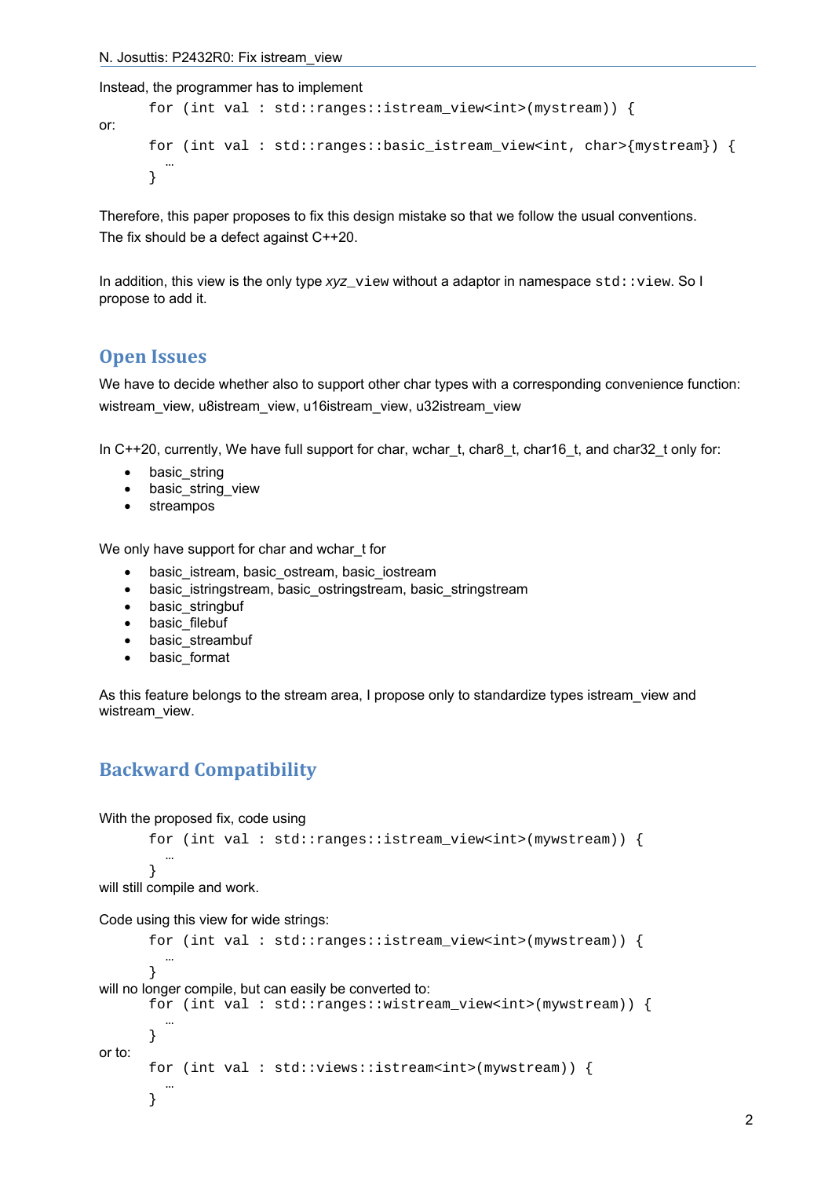Instead, the programmer has to implement

```
for (int val : std::ranges::istream_view<int>(mystream)) {
```

or:

```
for (int val : std::ranges::basic_istream_view<int, char>{mystream}) {
  …
}
```

Therefore, this paper proposes to fix this design mistake so that we follow the usual conventions. The fix should be a defect against C++20.

In addition, this view is the only type *xyz*`_view` without a adaptor in namespace `std::view`. So I propose to add it.

## Open Issues

We have to decide whether also to support other char types with a corresponding convenience function: wistream_view, u8istream_view, u16istream_view, u32istream_view

In C++20, currently, We have full support for char, wchar_t, char8_t, char16_t, and char32_t only for:

- basic_string
- basic_string_view
- streampos

We only have support for char and wchar_t for

- basic_istream, basic_ostream, basic_iostream
- basic_istringstream, basic_ostringstream, basic_stringstream
- basic_stringbuf
- basic_filebuf
- basic_streambuf
- basic_format

As this feature belongs to the stream area, I propose only to standardize types istream_view and wistream_view.

## Backward Compatibility

With the proposed fix, code using

```
for (int val : std::ranges::istream_view<int>(mywstream)) {
  …
}
```

will still compile and work.

Code using this view for wide strings:

```
for (int val : std::ranges::istream_view<int>(mywstream)) {
  …
}
```

will no longer compile, but can easily be converted to:

```
for (int val : std::ranges::wistream_view<int>(mywstream)) {
  …
}
```

or to:

```
for (int val : std::views::istream<int>(mywstream)) {
  …
}
```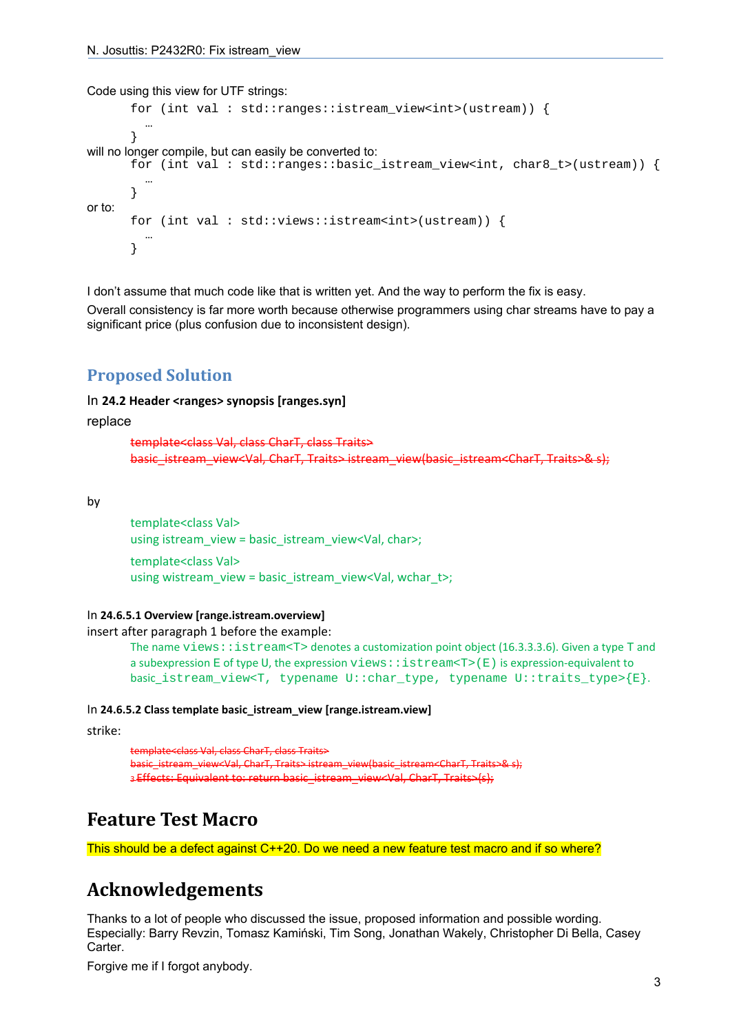Code using this view for UTF strings:

```
for (int val : std::ranges::istream_view<int>(ustream)) {
  …
}
```

will no longer compile, but can easily be converted to:

```
for (int val : std::ranges::basic_istream_view<int, char8_t>(ustream)) {
  …
}
```

or to:

```
for (int val : std::views::istream<int>(ustream)) {
  …
}
```

I don't assume that much code like that is written yet. And the way to perform the fix is easy.

Overall consistency is far more worth because otherwise programmers using char streams have to pay a significant price (plus confusion due to inconsistent design).

## Proposed Solution

In **24.2 Header <ranges> synopsis [ranges.syn]**

replace

> ~~template<class Val, class CharT, class Traits>~~
> ~~basic_istream_view<Val, CharT, Traits> istream_view(basic_istream<CharT, Traits>& s);~~

by

> template<class Val>
> using istream_view = basic_istream_view<Val, char>;
>
> template<class Val>
> using wistream_view = basic_istream_view<Val, wchar_t>;

In **24.6.5.1 Overview [range.istream.overview]**

insert after paragraph 1 before the example:

> The name `views::istream<T>` denotes a customization point object (16.3.3.3.6). Given a type T and a subexpression E of type U, the expression `views::istream<T>(E)` is expression-equivalent to `basic_istream_view<T, typename U::char_type, typename U::traits_type>{E}`.

In **24.6.5.2 Class template basic_istream_view [range.istream.view]**

strike:

> ~~template<class Val, class CharT, class Traits>~~
> ~~basic_istream_view<Val, CharT, Traits> istream_view(basic_istream<CharT, Traits>& s);~~
> ~~3 Effects: Equivalent to: return basic_istream_view<Val, CharT, Traits>{s};~~

# Feature Test Macro

This should be a defect against C++20. Do we need a new feature test macro and if so where?

# Acknowledgements

Thanks to a lot of people who discussed the issue, proposed information and possible wording. Especially: Barry Revzin, Tomasz Kamiński, Tim Song, Jonathan Wakely, Christopher Di Bella, Casey Carter.

Forgive me if I forgot anybody.